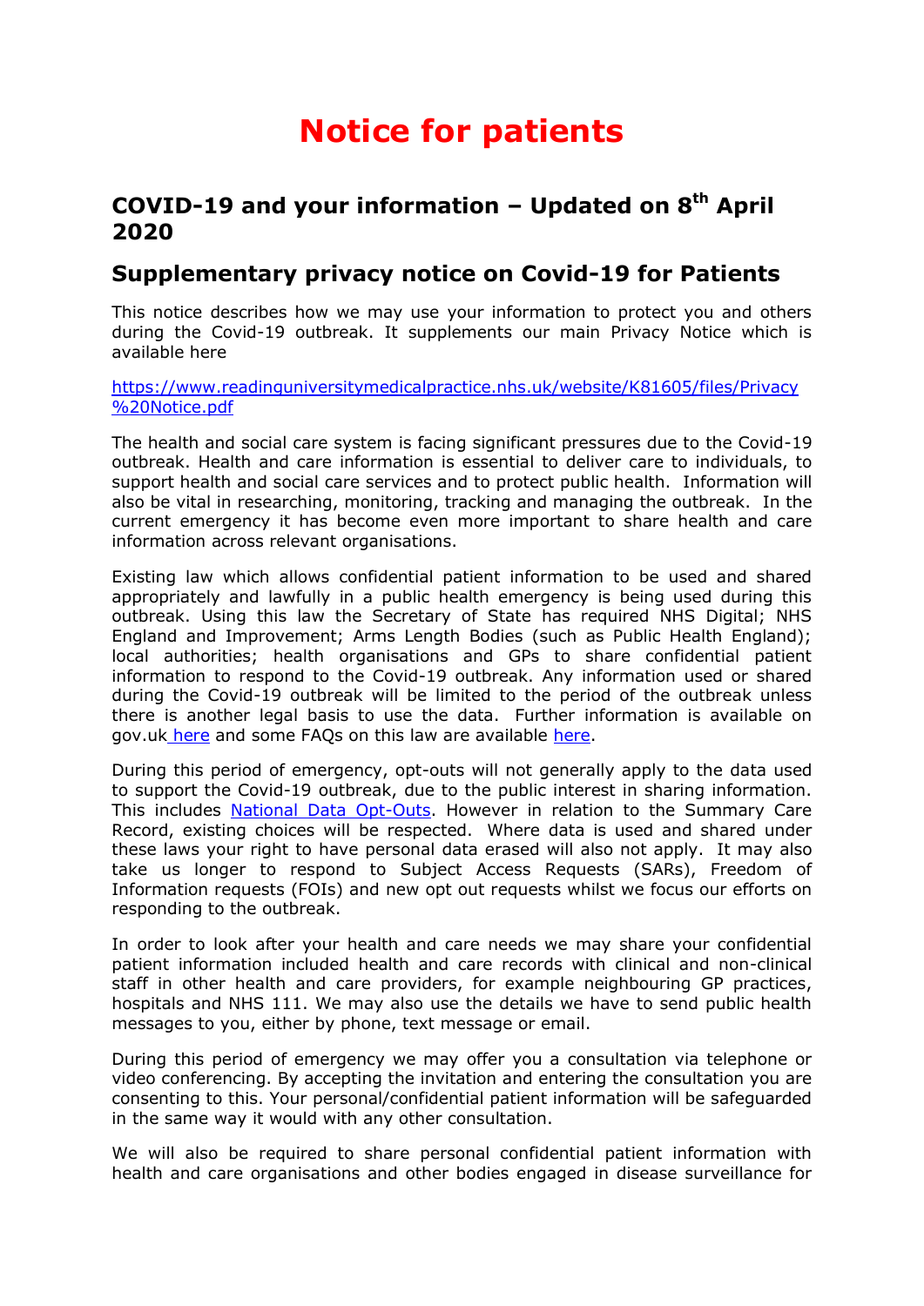# Notice for patients

## COVID-19 and your information – Updated on 8th April 2020

## Supplementary privacy notice on Covid-19 for Patients

This notice describes how we may use your information to protect you and others during the Covid-19 outbreak. It supplements our main Privacy Notice which is available here

https://www.readinguniversitymedicalpractice.nhs.uk/website/K81605/files/Privacy%20Notice.pdf

The health and social care system is facing significant pressures due to the Covid-19 outbreak. Health and care information is essential to deliver care to individuals, to support health and social care services and to protect public health. Information will also be vital in researching, monitoring, tracking and managing the outbreak. In the current emergency it has become even more important to share health and care information across relevant organisations.

Existing law which allows confidential patient information to be used and shared appropriately and lawfully in a public health emergency is being used during this outbreak. Using this law the Secretary of State has required NHS Digital; NHS England and Improvement; Arms Length Bodies (such as Public Health England); local authorities; health organisations and GPs to share confidential patient information to respond to the Covid-19 outbreak. Any information used or shared during the Covid-19 outbreak will be limited to the period of the outbreak unless there is another legal basis to use the data. Further information is available on gov.uk here and some FAQs on this law are available here.

During this period of emergency, opt-outs will not generally apply to the data used to support the Covid-19 outbreak, due to the public interest in sharing information. This includes National Data Opt-Outs. However in relation to the Summary Care Record, existing choices will be respected. Where data is used and shared under these laws your right to have personal data erased will also not apply. It may also take us longer to respond to Subject Access Requests (SARs), Freedom of Information requests (FOIs) and new opt out requests whilst we focus our efforts on responding to the outbreak.

In order to look after your health and care needs we may share your confidential patient information included health and care records with clinical and non-clinical staff in other health and care providers, for example neighbouring GP practices, hospitals and NHS 111. We may also use the details we have to send public health messages to you, either by phone, text message or email.

During this period of emergency we may offer you a consultation via telephone or video conferencing. By accepting the invitation and entering the consultation you are consenting to this. Your personal/confidential patient information will be safeguarded in the same way it would with any other consultation.

We will also be required to share personal confidential patient information with health and care organisations and other bodies engaged in disease surveillance for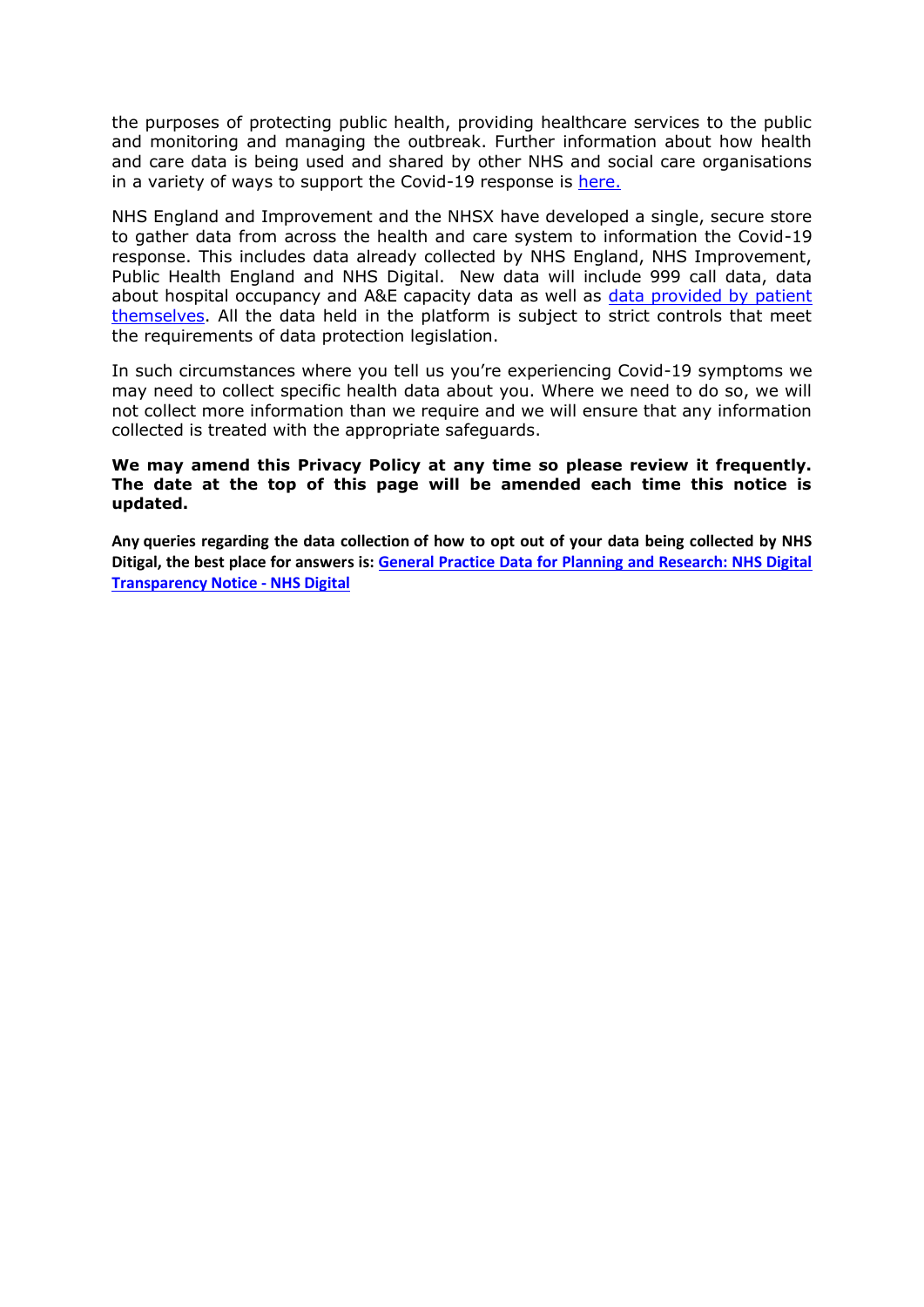the purposes of protecting public health, providing healthcare services to the public and monitoring and managing the outbreak. Further information about how health and care data is being used and shared by other NHS and social care organisations in a variety of ways to support the Covid-19 response is [here.]

NHS England and Improvement and the NHSX have developed a single, secure store to gather data from across the health and care system to information the Covid-19 response. This includes data already collected by NHS England, NHS Improvement, Public Health England and NHS Digital. New data will include 999 call data, data about hospital occupancy and A&E capacity data as well as [data provided by patient themselves]. All the data held in the platform is subject to strict controls that meet the requirements of data protection legislation.

In such circumstances where you tell us you're experiencing Covid-19 symptoms we may need to collect specific health data about you. Where we need to do so, we will not collect more information than we require and we will ensure that any information collected is treated with the appropriate safeguards.

**We may amend this Privacy Policy at any time so please review it frequently. The date at the top of this page will be amended each time this notice is updated.**

**Any queries regarding the data collection of how to opt out of your data being collected by NHS Ditigal, the best place for answers is: [General Practice Data for Planning and Research: NHS Digital Transparency Notice - NHS Digital]**